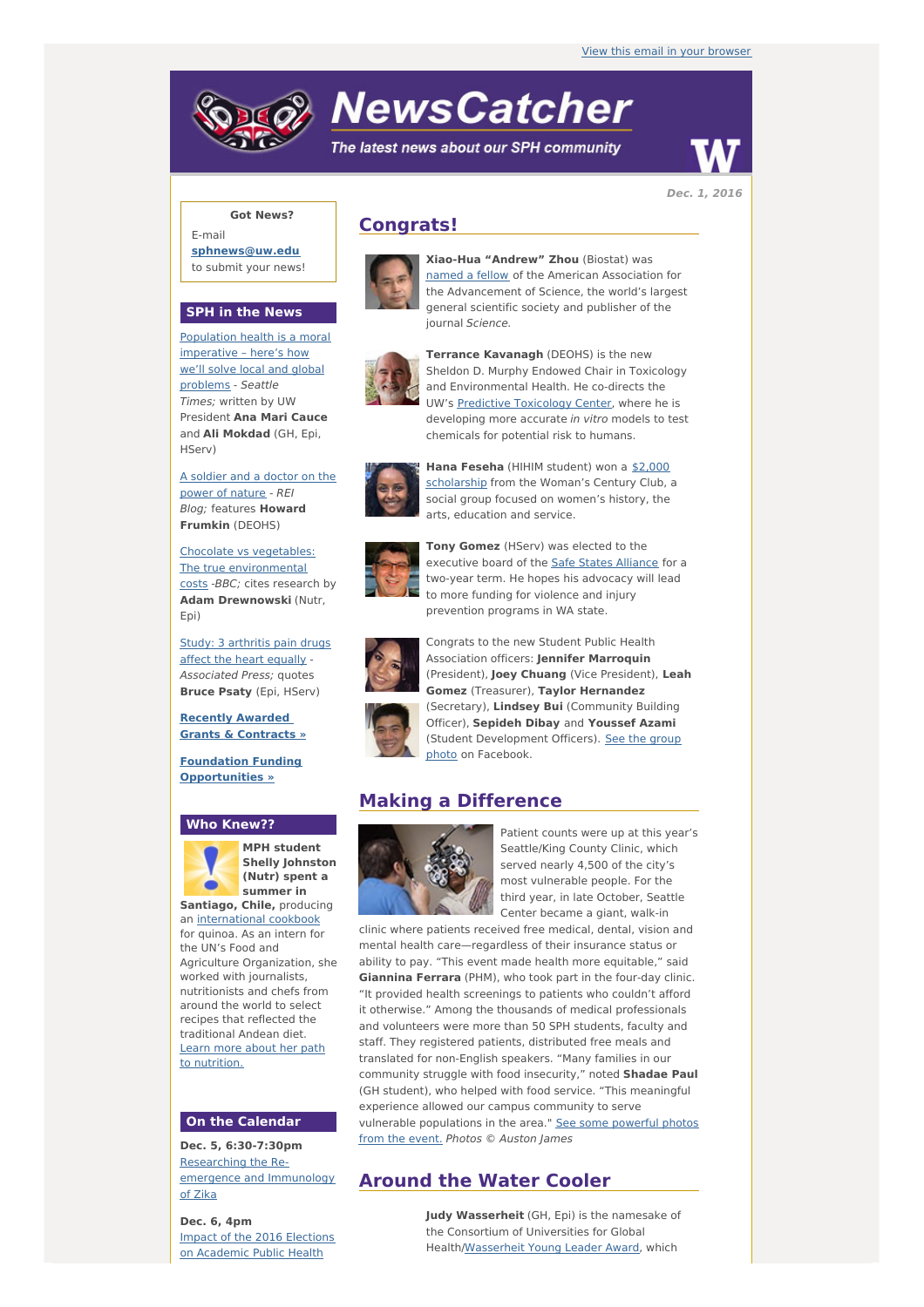View this email in your browser

# NewsCatcher

*The latest news about our SPH community*

**Dec. 1, 2016**

**Got News?**

E-mail **sphnews@uw.edu** to submit your news!

## SPH in the News

Population health is a moral imperative – here's how we'll solve local and global problems - *Seattle Times;* written by UW President **Ana Mari Cauce** and **Ali Mokdad** (GH, Epi, HServ)

A soldier and a doctor on the power of nature - *REI Blog;* features **Howard Frumkin** (DEOHS)

Chocolate vs vegetables: The true environmental costs -*BBC;* cites research by **Adam Drewnowski** (Nutr, Epi)

Study: 3 arthritis pain drugs affect the heart equally - *Associated Press;* quotes **Bruce Psaty** (Epi, HServ)

**Recently Awarded Grants & Contracts »**

**Foundation Funding Opportunities »**

## Who Knew??

**MPH student Shelly Johnston (Nutr) spent a summer in Santiago, Chile,** producing an international cookbook for quinoa. As an intern for the UN's Food and Agriculture Organization, she worked with journalists, nutritionists and chefs from around the world to select recipes that reflected the traditional Andean diet. Learn more about her path to nutrition.

## On the Calendar

**Dec. 5, 6:30-7:30pm**
Researching the Re-emergence and Immunology of Zika

**Dec. 6, 4pm**
Impact of the 2016 Elections on Academic Public Health

## Congrats!

**Xiao-Hua "Andrew" Zhou** (Biostat) was named a fellow of the American Association for the Advancement of Science, the world's largest general scientific society and publisher of the journal *Science.*

**Terrance Kavanagh** (DEOHS) is the new Sheldon D. Murphy Endowed Chair in Toxicology and Environmental Health. He co-directs the UW's Predictive Toxicology Center, where he is developing more accurate *in vitro* models to test chemicals for potential risk to humans.

**Hana Feseha** (HIHIM student) won a $2,000 scholarship from the Woman's Century Club, a social group focused on women's history, the arts, education and service.

**Tony Gomez** (HServ) was elected to the executive board of the Safe States Alliance for a two-year term. He hopes his advocacy will lead to more funding for violence and injury prevention programs in WA state.

Congrats to the new Student Public Health Association officers: **Jennifer Marroquin** (President), **Joey Chuang** (Vice President), **Leah Gomez** (Treasurer), **Taylor Hernandez** (Secretary), **Lindsey Bui** (Community Building Officer), **Sepideh Dibay** and **Youssef Azami** (Student Development Officers). See the group photo on Facebook.

## Making a Difference

Patient counts were up at this year's Seattle/King County Clinic, which served nearly 4,500 of the city's most vulnerable people. For the third year, in late October, Seattle Center became a giant, walk-in clinic where patients received free medical, dental, vision and mental health care—regardless of their insurance status or ability to pay. "This event made health more equitable," said **Giannina Ferrara** (PHM), who took part in the four-day clinic. "It provided health screenings to patients who couldn't afford it otherwise." Among the thousands of medical professionals and volunteers were more than 50 SPH students, faculty and staff. They registered patients, distributed free meals and translated for non-English speakers. "Many families in our community struggle with food insecurity," noted **Shadae Paul** (GH student), who helped with food service. "This meaningful experience allowed our campus community to serve vulnerable populations in the area." See some powerful photos from the event. *Photos © Auston James*

## Around the Water Cooler

**Judy Wasserheit** (GH, Epi) is the namesake of the Consortium of Universities for Global Health/Wasserheit Young Leader Award, which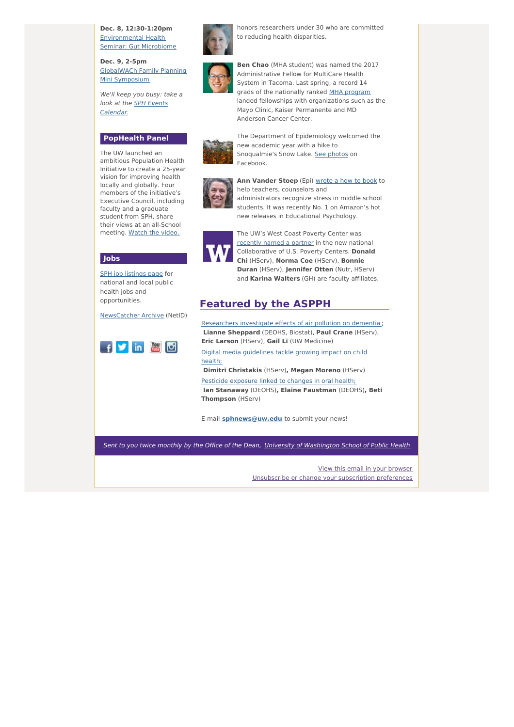**Dec. 8, 12:30-1:20pm**
Environmental Health Seminar: Gut Microbiome

**Dec. 9, 2-5pm**
GlobalWACh Family Planning Mini Symposium

*We'll keep you busy: take a look at the SPH Events Calendar.*

## PopHealth Panel

The UW launched an ambitious Population Health Initiative to create a 25-year vision for improving health locally and globally. Four members of the initiative's Executive Council, including faculty and a graduate student from SPH, share their views at an all-School meeting. Watch the video.

## Jobs

SPH job listings page for national and local public health jobs and opportunities.

NewsCatcher Archive (NetID)

honors researchers under 30 who are committed to reducing health disparities.

**Ben Chao** (MHA student) was named the 2017 Administrative Fellow for MultiCare Health System in Tacoma. Last spring, a record 14 grads of the nationally ranked MHA program landed fellowships with organizations such as the Mayo Clinic, Kaiser Permanente and MD Anderson Cancer Center.

The Department of Epidemiology welcomed the new academic year with a hike to Snoqualmie's Snow Lake. See photos on Facebook.

**Ann Vander Stoep** (Epi) wrote a how-to book to help teachers, counselors and administrators recognize stress in middle school students. It was recently No. 1 on Amazon's hot new releases in Educational Psychology.

The UW's West Coast Poverty Center was recently named a partner in the new national Collaborative of U.S. Poverty Centers. **Donald Chi** (HServ), **Norma Coe** (HServ), **Bonnie Duran** (HServ), **Jennifer Otten** (Nutr, HServ) and **Karina Walters** (GH) are faculty affiliates.

## Featured by the ASPPH

Researchers investigate effects of air pollution on dementia;
**Lianne Sheppard** (DEOHS, Biostat), **Paul Crane** (HServ), **Eric Larson** (HServ), **Gail Li** (UW Medicine)

Digital media guidelines tackle growing impact on child health;
**Dimitri Christakis** (HServ), **Megan Moreno** (HServ)

Pesticide exposure linked to changes in oral health;
**Ian Stanaway** (DEOHS), **Elaine Faustman** (DEOHS), **Beti Thompson** (HServ)

E-mail **sphnews@uw.edu** to submit your news!

*Sent to you twice monthly by the Office of the Dean, University of Washington School of Public Health*

View this email in your browser
Unsubscribe or change your subscription preferences